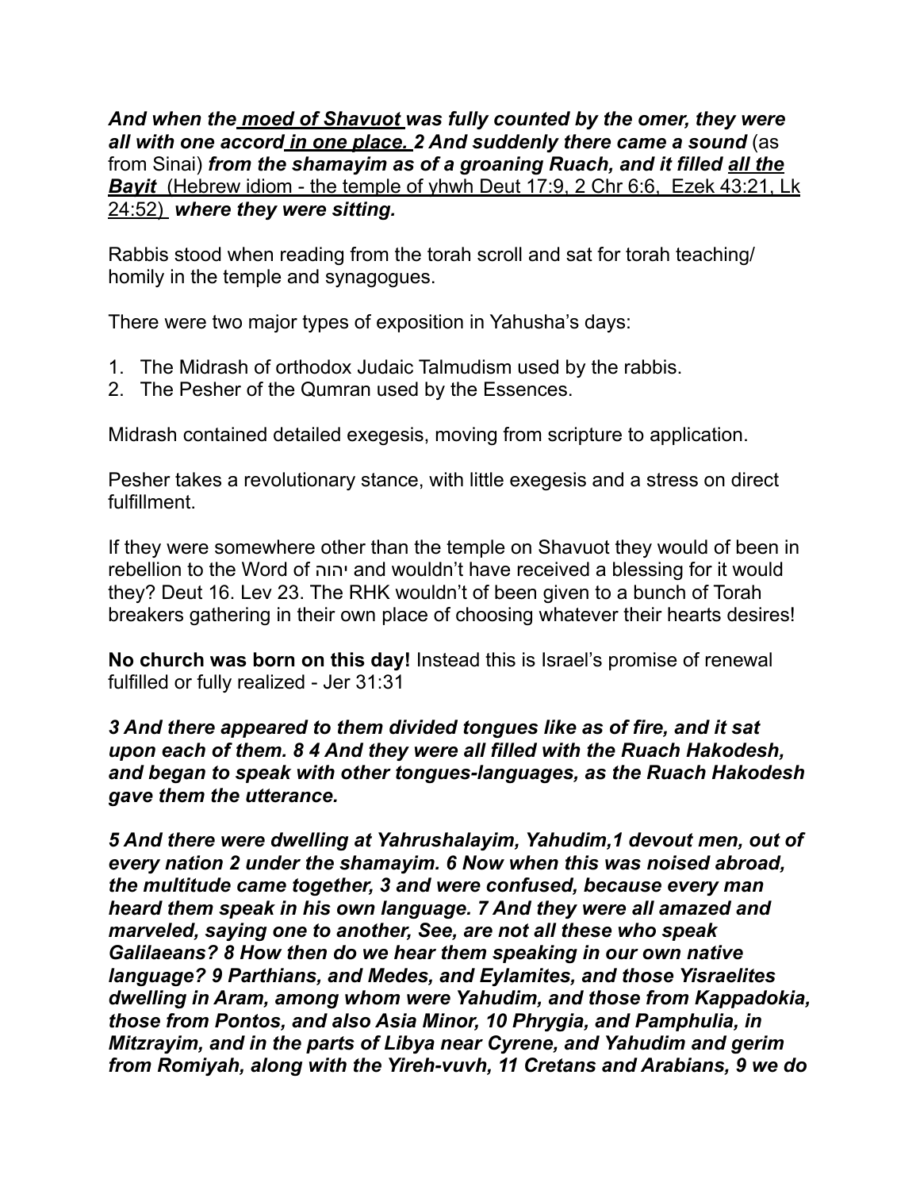***And when the <u>moed of Shavuot</u> was fully counted by the omer, they were all with one accord <u>in one place.</u> 2 And suddenly there came a sound*** (as from Sinai) ***from the shamayim as of a groaning Ruach, and it filled <u>all the Bayit</u>*** <u>(Hebrew idiom - the temple of yhwh Deut 17:9, 2 Chr 6:6, Ezek 43:21, Lk 24:52)</u> ***where they were sitting.***

Rabbis stood when reading from the torah scroll and sat for torah teaching/ homily in the temple and synagogues.

There were two major types of exposition in Yahusha's days:

1. The Midrash of orthodox Judaic Talmudism used by the rabbis.
2. The Pesher of the Qumran used by the Essences.

Midrash contained detailed exegesis, moving from scripture to application.

Pesher takes a revolutionary stance, with little exegesis and a stress on direct fulfillment.

If they were somewhere other than the temple on Shavuot they would of been in rebellion to the Word of יהוה and wouldn't have received a blessing for it would they? Deut 16. Lev 23. The RHK wouldn't of been given to a bunch of Torah breakers gathering in their own place of choosing whatever their hearts desires!

**No church was born on this day!** Instead this is Israel's promise of renewal fulfilled or fully realized - Jer 31:31

***3 And there appeared to them divided tongues like as of fire, and it sat upon each of them. 8 4 And they were all filled with the Ruach Hakodesh, and began to speak with other tongues-languages, as the Ruach Hakodesh gave them the utterance.***

***5 And there were dwelling at Yahrushalayim, Yahudim,1 devout men, out of every nation 2 under the shamayim. 6 Now when this was noised abroad, the multitude came together, 3 and were confused, because every man heard them speak in his own language. 7 And they were all amazed and marveled, saying one to another, See, are not all these who speak Galilaeans? 8 How then do we hear them speaking in our own native language? 9 Parthians, and Medes, and Eylamites, and those Yisraelites dwelling in Aram, among whom were Yahudim, and those from Kappadokia, those from Pontos, and also Asia Minor, 10 Phrygia, and Pamphulia, in Mitzrayim, and in the parts of Libya near Cyrene, and Yahudim and gerim from Romiyah, along with the Yireh-vuvh, 11 Cretans and Arabians, 9 we do***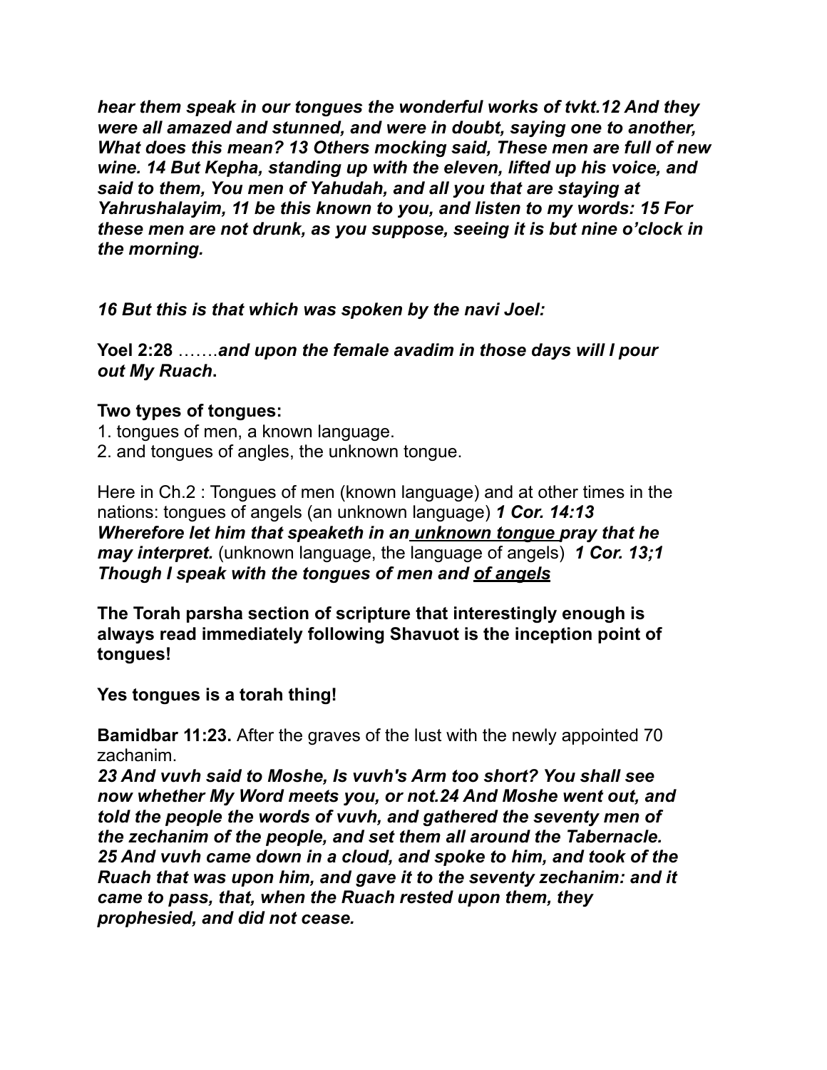***hear them speak in our tongues the wonderful works of tvkt.12 And they were all amazed and stunned, and were in doubt, saying one to another, What does this mean? 13 Others mocking said, These men are full of new wine. 14 But Kepha, standing up with the eleven, lifted up his voice, and said to them, You men of Yahudah, and all you that are staying at Yahrushalayim, 11 be this known to you, and listen to my words: 15 For these men are not drunk, as you suppose, seeing it is but nine o'clock in the morning.***

***16 But this is that which was spoken by the navi Joel:***

**Yoel 2:28** …….***and upon the female avadim in those days will I pour out My Ruach*****.**

**Two types of tongues:**

1. tongues of men, a known language.
2. and tongues of angles, the unknown tongue.

Here in Ch.2 : Tongues of men (known language) and at other times in the nations: tongues of angels (an unknown language) ***1 Cor. 14:13 Wherefore let him that speaketh in an unknown tongue pray that he may interpret.*** (unknown language, the language of angels) ***1 Cor. 13;1 Though I speak with the tongues of men and of angels***

**The Torah parsha section of scripture that interestingly enough is always read immediately following Shavuot is the inception point of tongues!**

**Yes tongues is a torah thing!**

**Bamidbar 11:23.** After the graves of the lust with the newly appointed 70 zachanim.

***23 And vuvh said to Moshe, Is vuvh's Arm too short? You shall see now whether My Word meets you, or not.24 And Moshe went out, and told the people the words of vuvh, and gathered the seventy men of the zechanim of the people, and set them all around the Tabernacle. 25 And vuvh came down in a cloud, and spoke to him, and took of the Ruach that was upon him, and gave it to the seventy zechanim: and it came to pass, that, when the Ruach rested upon them, they prophesied, and did not cease.***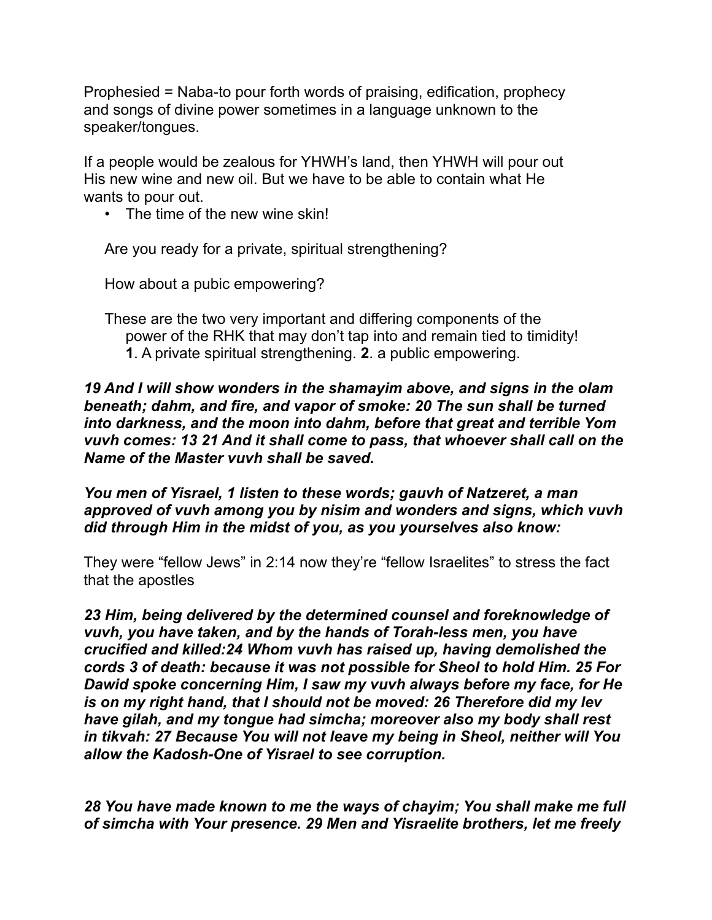Prophesied = Naba-to pour forth words of praising, edification, prophecy and songs of divine power sometimes in a language unknown to the speaker/tongues.

If a people would be zealous for YHWH's land, then YHWH will pour out His new wine and new oil. But we have to be able to contain what He wants to pour out.

- The time of the new wine skin!

Are you ready for a private, spiritual strengthening?

How about a pubic empowering?

These are the two very important and differing components of the power of the RHK that may don't tap into and remain tied to timidity!
**1**. A private spiritual strengthening. **2**. a public empowering.

***19 And I will show wonders in the shamayim above, and signs in the olam beneath; dahm, and fire, and vapor of smoke: 20 The sun shall be turned into darkness, and the moon into dahm, before that great and terrible Yom vuvh comes: 13 21 And it shall come to pass, that whoever shall call on the Name of the Master vuvh shall be saved.***

***You men of Yisrael, 1 listen to these words; gauvh of Natzeret, a man approved of vuvh among you by nisim and wonders and signs, which vuvh did through Him in the midst of you, as you yourselves also know:***

They were "fellow Jews" in 2:14 now they're "fellow Israelites" to stress the fact that the apostles

***23 Him, being delivered by the determined counsel and foreknowledge of vuvh, you have taken, and by the hands of Torah-less men, you have crucified and killed:24 Whom vuvh has raised up, having demolished the cords 3 of death: because it was not possible for Sheol to hold Him. 25 For Dawid spoke concerning Him, I saw my vuvh always before my face, for He is on my right hand, that I should not be moved: 26 Therefore did my lev have gilah, and my tongue had simcha; moreover also my body shall rest in tikvah: 27 Because You will not leave my being in Sheol, neither will You allow the Kadosh-One of Yisrael to see corruption.***

***28 You have made known to me the ways of chayim; You shall make me full of simcha with Your presence. 29 Men and Yisraelite brothers, let me freely***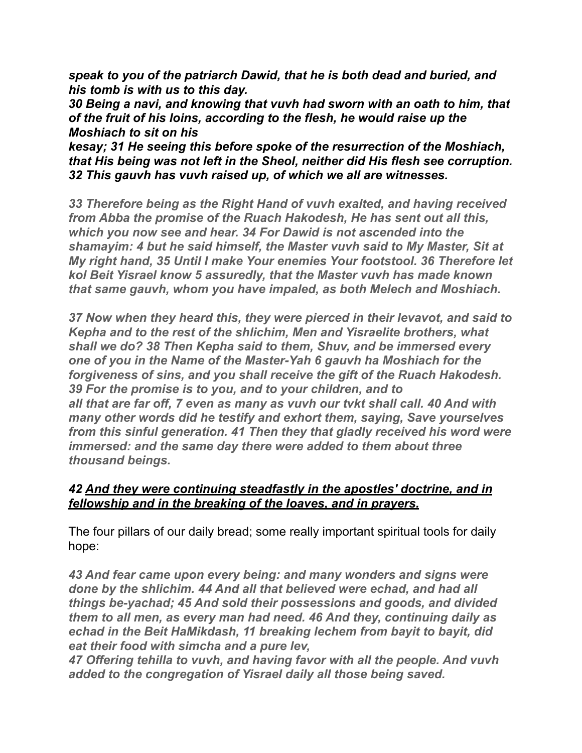***speak to you of the patriarch Dawid, that he is both dead and buried, and his tomb is with us to this day.***
***30 Being a navi, and knowing that vuvh had sworn with an oath to him, that of the fruit of his loins, according to the flesh, he would raise up the Moshiach to sit on his***
***kesay; 31 He seeing this before spoke of the resurrection of the Moshiach, that His being was not left in the Sheol, neither did His flesh see corruption. 32 This gauvh has vuvh raised up, of which we all are witnesses.***

***33 Therefore being as the Right Hand of vuvh exalted, and having received from Abba the promise of the Ruach Hakodesh, He has sent out all this, which you now see and hear. 34 For Dawid is not ascended into the shamayim: 4 but he said himself, the Master vuvh said to My Master, Sit at My right hand, 35 Until I make Your enemies Your footstool. 36 Therefore let kol Beit Yisrael know 5 assuredly, that the Master vuvh has made known that same gauvh, whom you have impaled, as both Melech and Moshiach.***

***37 Now when they heard this, they were pierced in their levavot, and said to Kepha and to the rest of the shlichim, Men and Yisraelite brothers, what shall we do? 38 Then Kepha said to them, Shuv, and be immersed every one of you in the Name of the Master-Yah 6 gauvh ha Moshiach for the forgiveness of sins, and you shall receive the gift of the Ruach Hakodesh. 39 For the promise is to you, and to your children, and to all that are far off, 7 even as many as vuvh our tvkt shall call. 40 And with many other words did he testify and exhort them, saying, Save yourselves from this sinful generation. 41 Then they that gladly received his word were immersed: and the same day there were added to them about three thousand beings.***

***42 <u>And they were continuing steadfastly in the apostles' doctrine, and in fellowship and in the breaking of the loaves, and in prayers.</u>***

The four pillars of our daily bread; some really important spiritual tools for daily hope:

***43 And fear came upon every being: and many wonders and signs were done by the shlichim. 44 And all that believed were echad, and had all things be-yachad; 45 And sold their possessions and goods, and divided them to all men, as every man had need. 46 And they, continuing daily as echad in the Beit HaMikdash, 11 breaking lechem from bayit to bayit, did eat their food with simcha and a pure lev,***
***47 Offering tehilla to vuvh, and having favor with all the people. And vuvh added to the congregation of Yisrael daily all those being saved.***